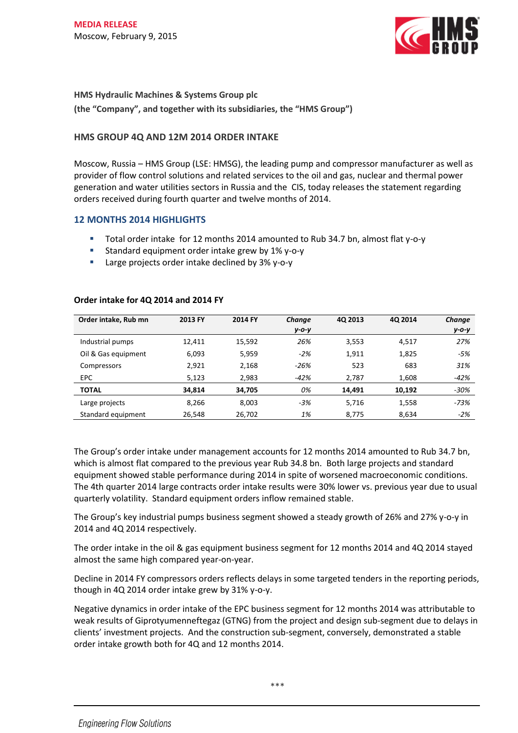**MEDIA RELEASE**

Moscow, February 9, 2015

**HMS Hydraulic Machines & Systems Group plc**

**(the "Company", and together with its subsidiaries, the "HMS Group")**

## HMS GROUP 4Q AND 12M 2014 ORDER INTAKE

Moscow, Russia – HMS Group (LSE: HMSG), the leading pump and compressor manufacturer as well as provider of flow control solutions and related services to the oil and gas, nuclear and thermal power generation and water utilities sectors in Russia and the CIS, today releases the statement regarding orders received during fourth quarter and twelve months of 2014.

### 12 MONTHS 2014 HIGHLIGHTS

- Total order intake for 12 months 2014 amounted to Rub 34.7 bn, almost flat y-o-y
- Standard equipment order intake grew by 1% y-o-y
- Large projects order intake declined by 3% y-o-y

**Order intake for 4Q 2014 and 2014 FY**

| Order intake, Rub mn | 2013 FY | 2014 FY | *Change y-o-y* | 4Q 2013 | 4Q 2014 | *Change y-o-y* |
|---|---|---|---|---|---|---|
| Industrial pumps | 12,411 | 15,592 | *26%* | 3,553 | 4,517 | *27%* |
| Oil & Gas equipment | 6,093 | 5,959 | *-2%* | 1,911 | 1,825 | *-5%* |
| Compressors | 2,921 | 2,168 | *-26%* | 523 | 683 | *31%* |
| EPC | 5,123 | 2,983 | *-42%* | 2,787 | 1,608 | *-42%* |
| **TOTAL** | **34,814** | **34,705** | *0%* | **14,491** | **10,192** | *-30%* |
| Large projects | 8,266 | 8,003 | *-3%* | 5,716 | 1,558 | *-73%* |
| Standard equipment | 26,548 | 26,702 | *1%* | 8,775 | 8,634 | *-2%* |

The Group's order intake under management accounts for 12 months 2014 amounted to Rub 34.7 bn, which is almost flat compared to the previous year Rub 34.8 bn. Both large projects and standard equipment showed stable performance during 2014 in spite of worsened macroeconomic conditions. The 4th quarter 2014 large contracts order intake results were 30% lower vs. previous year due to usual quarterly volatility. Standard equipment orders inflow remained stable.

The Group's key industrial pumps business segment showed a steady growth of 26% and 27% y-o-y in 2014 and 4Q 2014 respectively.

The order intake in the oil & gas equipment business segment for 12 months 2014 and 4Q 2014 stayed almost the same high compared year-on-year.

Decline in 2014 FY compressors orders reflects delays in some targeted tenders in the reporting periods, though in 4Q 2014 order intake grew by 31% y-o-y.

Negative dynamics in order intake of the EPC business segment for 12 months 2014 was attributable to weak results of Giprotyumenneftegaz (GTNG) from the project and design sub-segment due to delays in clients' investment projects. And the construction sub-segment, conversely, demonstrated a stable order intake growth both for 4Q and 12 months 2014.

\*\*\*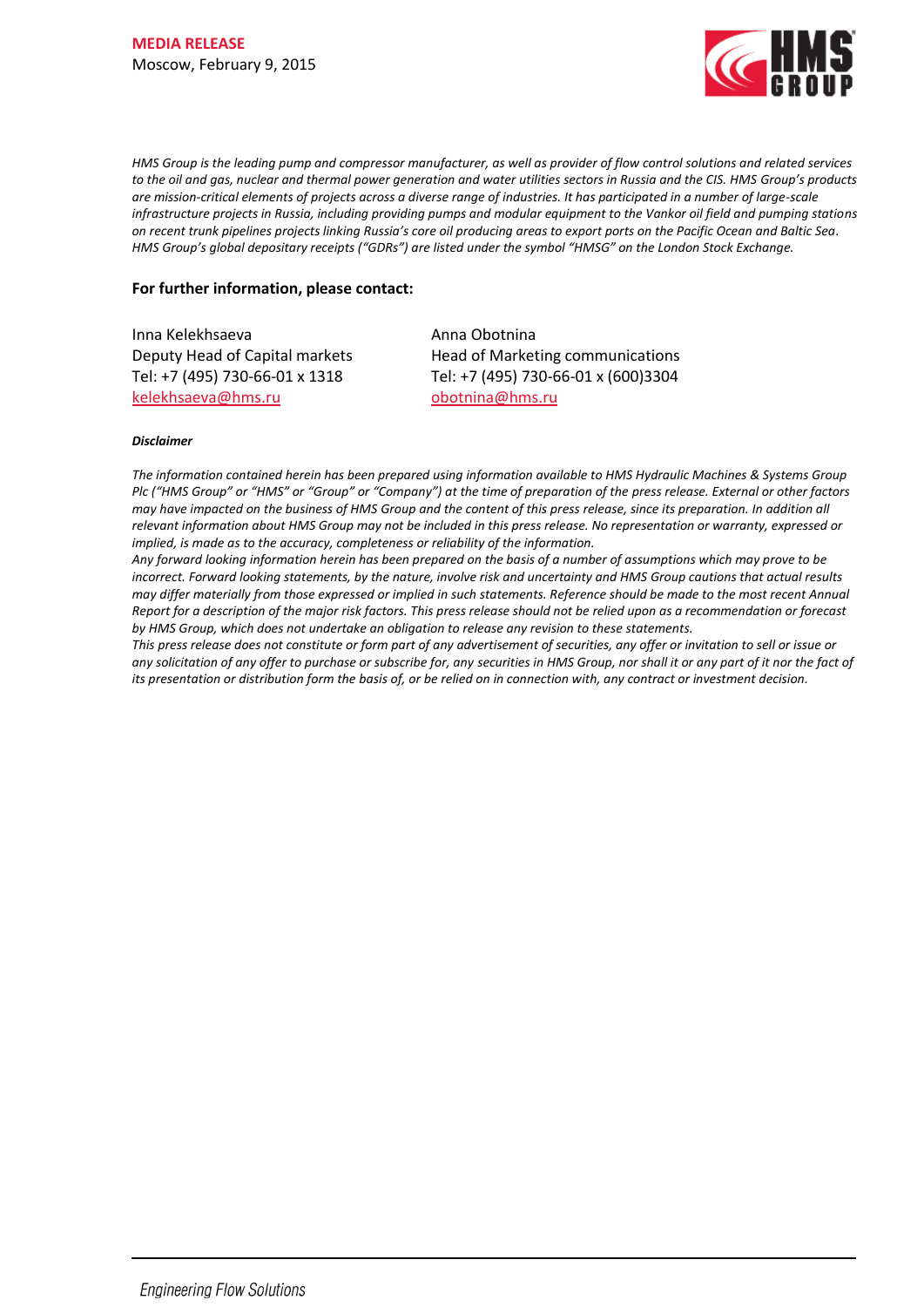*HMS Group is the leading pump and compressor manufacturer, as well as provider of flow control solutions and related services to the oil and gas, nuclear and thermal power generation and water utilities sectors in Russia and the CIS. HMS Group's products are mission-critical elements of projects across a diverse range of industries. It has participated in a number of large-scale infrastructure projects in Russia, including providing pumps and modular equipment to the Vankor oil field and pumping stations on recent trunk pipelines projects linking Russia's core oil producing areas to export ports on the Pacific Ocean and Baltic Sea. HMS Group's global depositary receipts ("GDRs") are listed under the symbol "HMSG" on the London Stock Exchange.*

**For further information, please contact:**

Inna Kelekhsaeva
Deputy Head of Capital markets
Tel: +7 (495) 730-66-01 x 1318
kelekhsaeva@hms.ru

Anna Obotnina
Head of Marketing communications
Tel: +7 (495) 730-66-01 x (600)3304
obotnina@hms.ru

***Disclaimer***

*The information contained herein has been prepared using information available to HMS Hydraulic Machines & Systems Group Plc ("HMS Group" or "HMS" or "Group" or "Company") at the time of preparation of the press release. External or other factors may have impacted on the business of HMS Group and the content of this press release, since its preparation. In addition all relevant information about HMS Group may not be included in this press release. No representation or warranty, expressed or implied, is made as to the accuracy, completeness or reliability of the information.*
*Any forward looking information herein has been prepared on the basis of a number of assumptions which may prove to be incorrect. Forward looking statements, by the nature, involve risk and uncertainty and HMS Group cautions that actual results may differ materially from those expressed or implied in such statements. Reference should be made to the most recent Annual Report for a description of the major risk factors. This press release should not be relied upon as a recommendation or forecast by HMS Group, which does not undertake an obligation to release any revision to these statements.*
*This press release does not constitute or form part of any advertisement of securities, any offer or invitation to sell or issue or any solicitation of any offer to purchase or subscribe for, any securities in HMS Group, nor shall it or any part of it nor the fact of its presentation or distribution form the basis of, or be relied on in connection with, any contract or investment decision.*